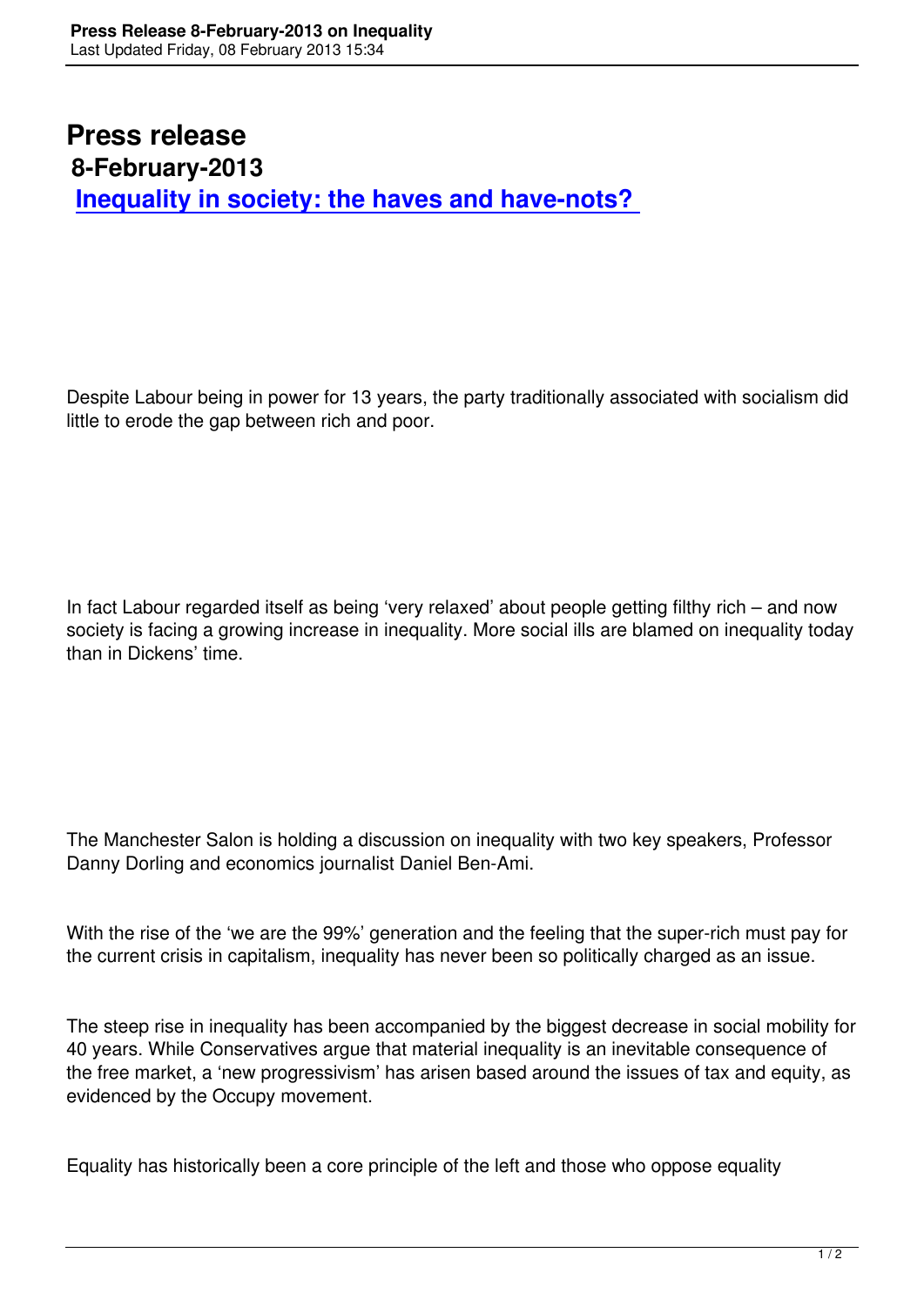# Press release

## 8-February-2013

## [Inequality in society: the haves and have-nots?](#)

Despite Labour being in power for 13 years, the party traditionally associated with socialism did little to erode the gap between rich and poor.

In fact Labour regarded itself as being 'very relaxed' about people getting filthy rich – and now society is facing a growing increase in inequality. More social ills are blamed on inequality today than in Dickens' time.

The Manchester Salon is holding a discussion on inequality with two key speakers, Professor Danny Dorling and economics journalist Daniel Ben-Ami.

With the rise of the 'we are the 99%' generation and the feeling that the super-rich must pay for the current crisis in capitalism, inequality has never been so politically charged as an issue.

The steep rise in inequality has been accompanied by the biggest decrease in social mobility for 40 years. While Conservatives argue that material inequality is an inevitable consequence of the free market, a 'new progressivism' has arisen based around the issues of tax and equity, as evidenced by the Occupy movement.

Equality has historically been a core principle of the left and those who oppose equality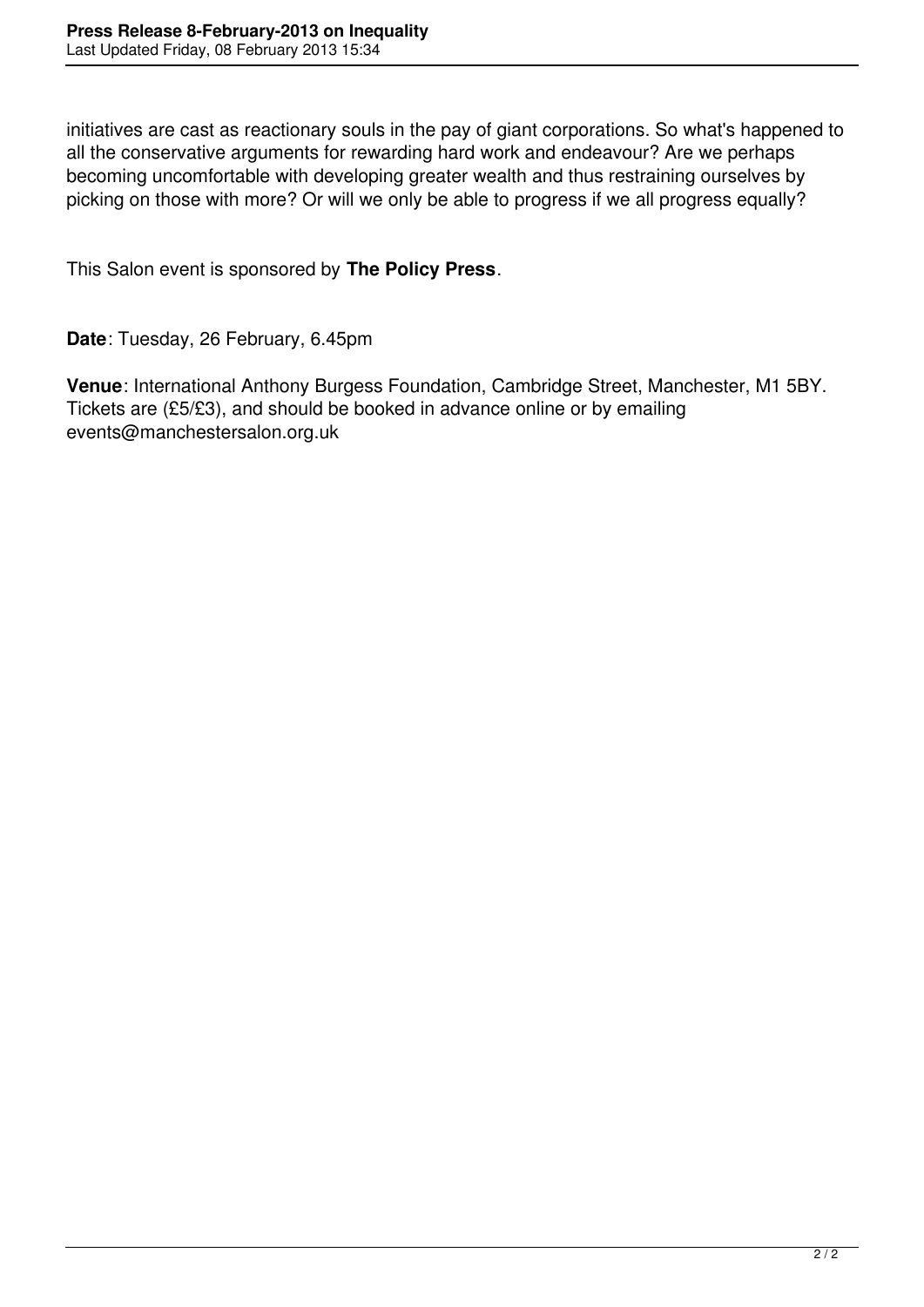initiatives are cast as reactionary souls in the pay of giant corporations. So what's happened to all the conservative arguments for rewarding hard work and endeavour? Are we perhaps becoming uncomfortable with developing greater wealth and thus restraining ourselves by picking on those with more? Or will we only be able to progress if we all progress equally?

This Salon event is sponsored by **The Policy Press**.

**Date**: Tuesday, 26 February, 6.45pm

**Venue**: International Anthony Burgess Foundation, Cambridge Street, Manchester, M1 5BY. Tickets are (£5/£3), and should be booked in advance online or by emailing events@manchestersalon.org.uk